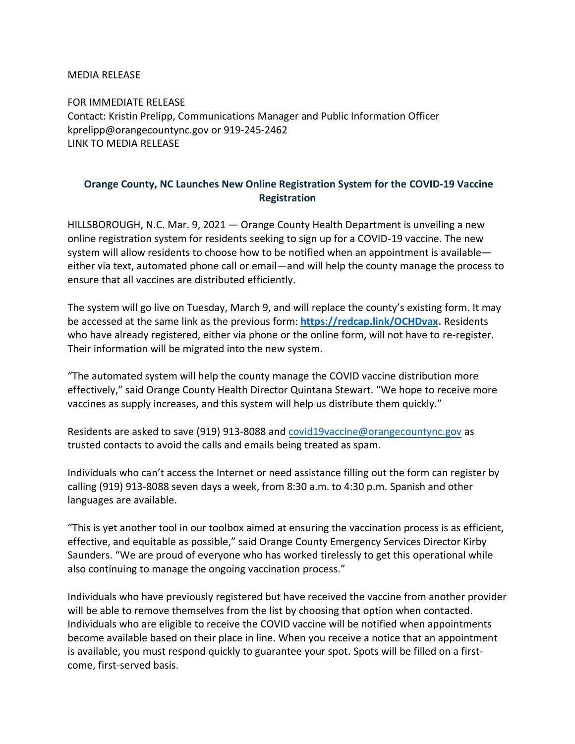MEDIA RELEASE

FOR IMMEDIATE RELEASE
Contact: Kristin Prelipp, Communications Manager and Public Information Officer
kprelipp@orangecountync.gov or 919-245-2462
LINK TO MEDIA RELEASE

## Orange County, NC Launches New Online Registration System for the COVID-19 Vaccine Registration

HILLSBOROUGH, N.C. Mar. 9, 2021 — Orange County Health Department is unveiling a new online registration system for residents seeking to sign up for a COVID-19 vaccine. The new system will allow residents to choose how to be notified when an appointment is available—either via text, automated phone call or email—and will help the county manage the process to ensure that all vaccines are distributed efficiently.

The system will go live on Tuesday, March 9, and will replace the county's existing form. It may be accessed at the same link as the previous form: **https://redcap.link/OCHDvax.** Residents who have already registered, either via phone or the online form, will not have to re-register. Their information will be migrated into the new system.

"The automated system will help the county manage the COVID vaccine distribution more effectively," said Orange County Health Director Quintana Stewart. "We hope to receive more vaccines as supply increases, and this system will help us distribute them quickly."

Residents are asked to save (919) 913-8088 and covid19vaccine@orangecountync.gov as trusted contacts to avoid the calls and emails being treated as spam.

Individuals who can't access the Internet or need assistance filling out the form can register by calling (919) 913-8088 seven days a week, from 8:30 a.m. to 4:30 p.m. Spanish and other languages are available.

"This is yet another tool in our toolbox aimed at ensuring the vaccination process is as efficient, effective, and equitable as possible," said Orange County Emergency Services Director Kirby Saunders. "We are proud of everyone who has worked tirelessly to get this operational while also continuing to manage the ongoing vaccination process."

Individuals who have previously registered but have received the vaccine from another provider will be able to remove themselves from the list by choosing that option when contacted. Individuals who are eligible to receive the COVID vaccine will be notified when appointments become available based on their place in line. When you receive a notice that an appointment is available, you must respond quickly to guarantee your spot. Spots will be filled on a first-come, first-served basis.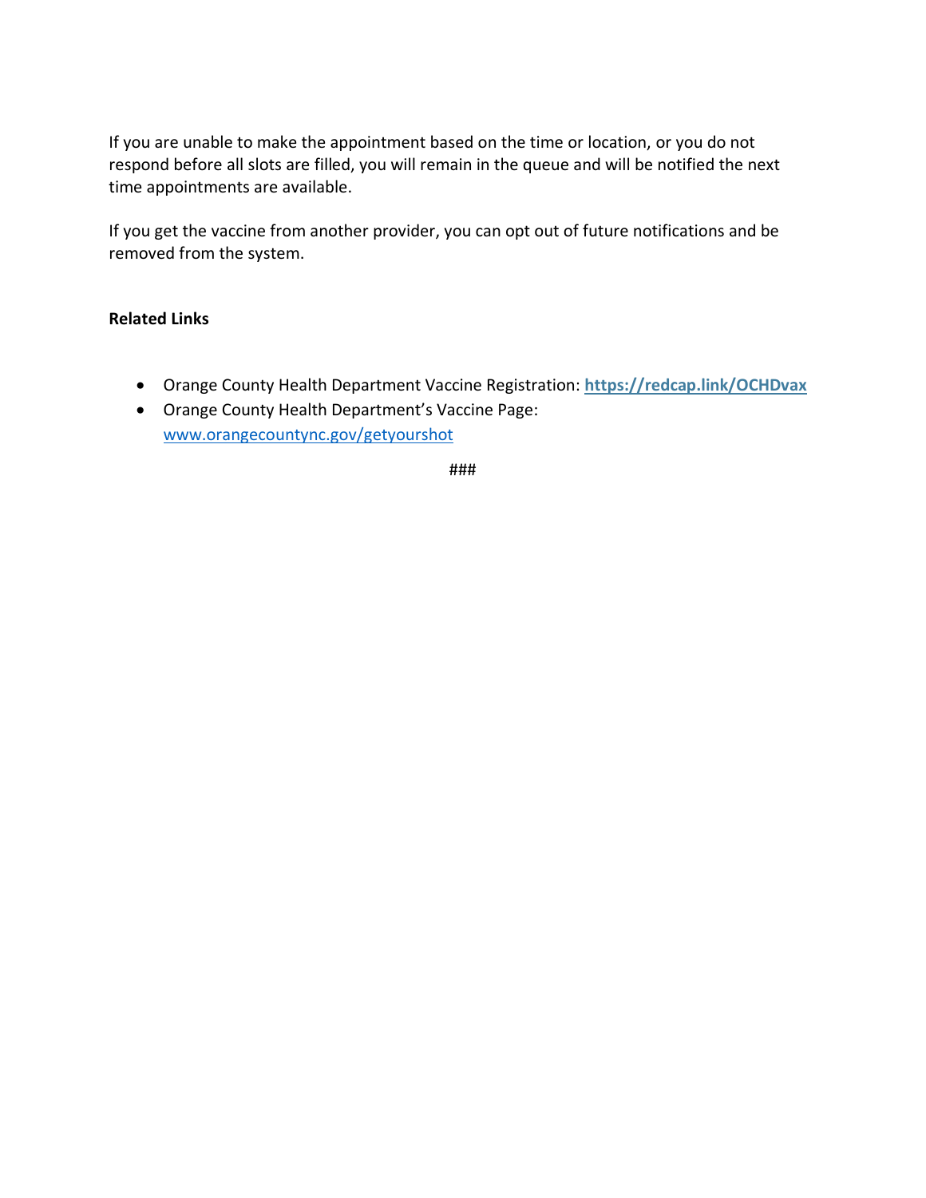If you are unable to make the appointment based on the time or location, or you do not respond before all slots are filled, you will remain in the queue and will be notified the next time appointments are available.

If you get the vaccine from another provider, you can opt out of future notifications and be removed from the system.

**Related Links**

- Orange County Health Department Vaccine Registration: **https://redcap.link/OCHDvax**
- Orange County Health Department's Vaccine Page: www.orangecountync.gov/getyourshot

###